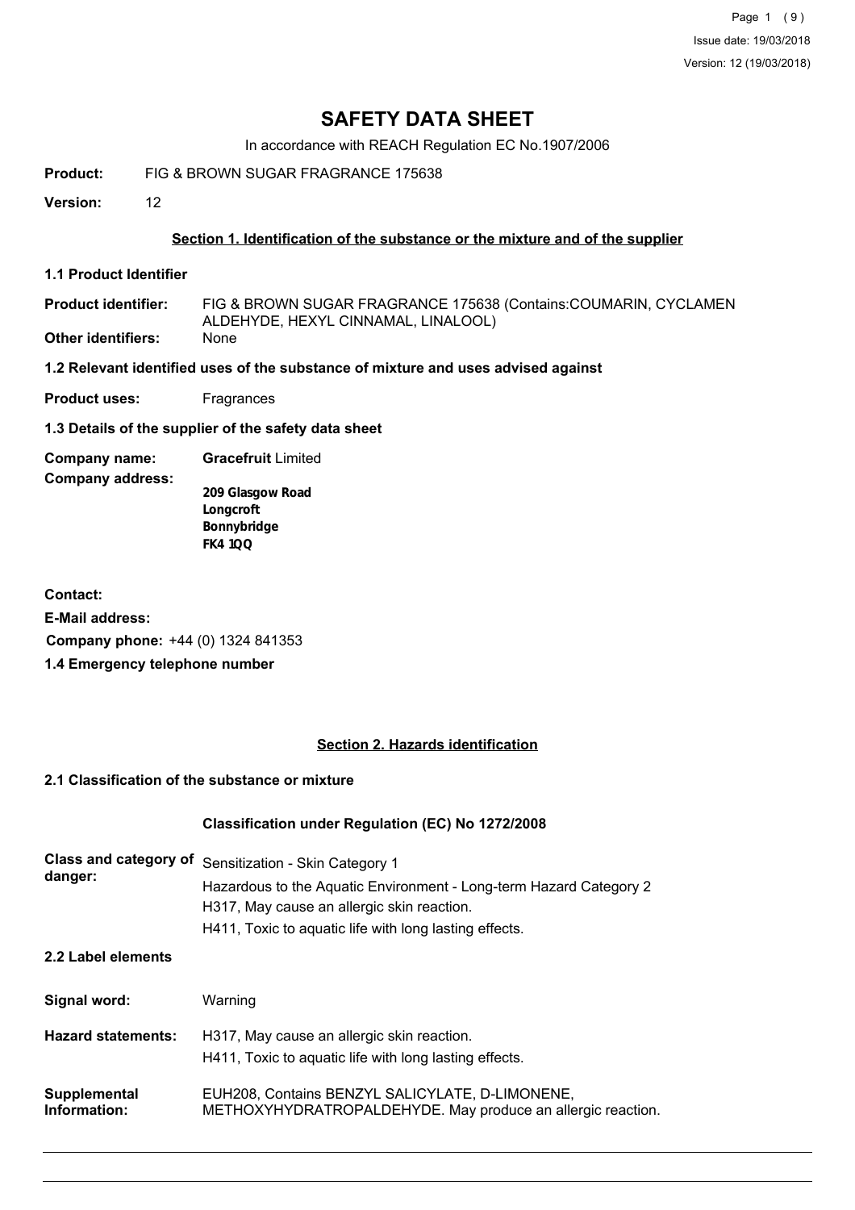# SAFETY DATA SHEET

In accordance with REACH Regulation EC No.1907/2006

**Product:** FIG & BROWN SUGAR FRAGRANCE 175638

**Version:** 12

## Section 1. Identification of the substance or the mixture and of the supplier

### 1.1 Product Identifier

**Product identifier:** FIG & BROWN SUGAR FRAGRANCE 175638 (Contains:COUMARIN, CYCLAMEN ALDEHYDE, HEXYL CINNAMAL, LINALOOL)

**Other identifiers:** None

### 1.2 Relevant identified uses of the substance of mixture and uses advised against

**Product uses:** Fragrances

### 1.3 Details of the supplier of the safety data sheet

**Company name:** **Gracefruit** Limited

**Company address:**

**209 Glasgow Road**
**Longcroft**
**Bonnybridge**
**FK4 1QQ**

**Contact:**

**E-Mail address:**

**Company phone:** +44 (0) 1324 841353

### 1.4 Emergency telephone number

## Section 2. Hazards identification

### 2.1 Classification of the substance or mixture

**Classification under Regulation (EC) No 1272/2008**

**Class and category of danger:**
Sensitization - Skin Category 1
Hazardous to the Aquatic Environment - Long-term Hazard Category 2
H317, May cause an allergic skin reaction.
H411, Toxic to aquatic life with long lasting effects.

### 2.2 Label elements

**Signal word:** Warning

**Hazard statements:**
H317, May cause an allergic skin reaction.
H411, Toxic to aquatic life with long lasting effects.

**Supplemental Information:** EUH208, Contains BENZYL SALICYLATE, D-LIMONENE, METHOXYHYDRATROPALDEHYDE. May produce an allergic reaction.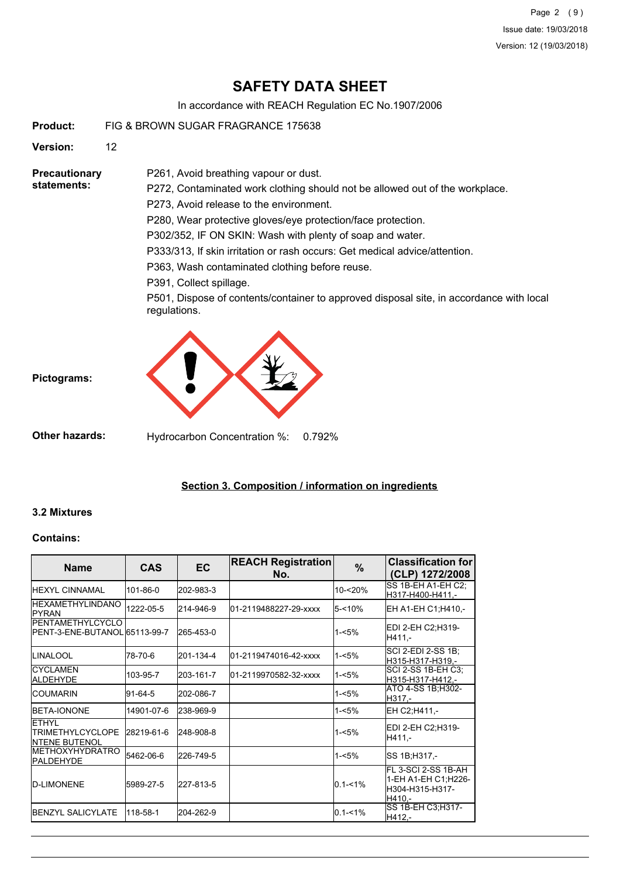**Product:** FIG & BROWN SUGAR FRAGRANCE 175638

**Version:** 12

**Precautionary statements:**

P261, Avoid breathing vapour or dust.

P272, Contaminated work clothing should not be allowed out of the workplace.

P273, Avoid release to the environment.

P280, Wear protective gloves/eye protection/face protection.

P302/352, IF ON SKIN: Wash with plenty of soap and water.

P333/313, If skin irritation or rash occurs: Get medical advice/attention.

P363, Wash contaminated clothing before reuse.

P391, Collect spillage.

P501, Dispose of contents/container to approved disposal site, in accordance with local regulations.

**Pictograms:**

**Other hazards:** Hydrocarbon Concentration %: 0.792%

## Section 3. Composition / information on ingredients

### 3.2 Mixtures

### Contains:

| Name | CAS | EC | REACH Registration No. | % | Classification for (CLP) 1272/2008 |
|---|---|---|---|---|---|
| HEXYL CINNAMAL | 101-86-0 | 202-983-3 | | 10-<20% | SS 1B-EH A1-EH C2;H317-H400-H411,- |
| HEXAMETHYLINDANOPYRAN | 1222-05-5 | 214-946-9 | 01-2119488227-29-xxxx | 5-<10% | EH A1-EH C1;H410,- |
| PENTAMETHYLCYCLOPENT-3-ENE-BUTANOL | 65113-99-7 | 265-453-0 | | 1-<5% | EDI 2-EH C2;H319-H411,- |
| LINALOOL | 78-70-6 | 201-134-4 | 01-2119474016-42-xxxx | 1-<5% | SCI 2-EDI 2-SS 1B;H315-H317-H319,- |
| CYCLAMEN ALDEHYDE | 103-95-7 | 203-161-7 | 01-2119970582-32-xxxx | 1-<5% | SCI 2-SS 1B-EH C3;H315-H317-H412,- |
| COUMARIN | 91-64-5 | 202-086-7 | | 1-<5% | ATO 4-SS 1B;H302-H317,- |
| BETA-IONONE | 14901-07-6 | 238-969-9 | | 1-<5% | EH C2;H411,- |
| ETHYL TRIMETHYLCYCLOPENTENE BUTENOL | 28219-61-6 | 248-908-8 | | 1-<5% | EDI 2-EH C2;H319-H411,- |
| METHOXYHYDRATROPALDEHYDE | 5462-06-6 | 226-749-5 | | 1-<5% | SS 1B;H317,- |
| D-LIMONENE | 5989-27-5 | 227-813-5 | | 0.1-<1% | FL 3-SCI 2-SS 1B-AH 1-EH A1-EH C1;H226-H304-H315-H317-H410,- |
| BENZYL SALICYLATE | 118-58-1 | 204-262-9 | | 0.1-<1% | SS 1B-EH C3;H317-H412,- |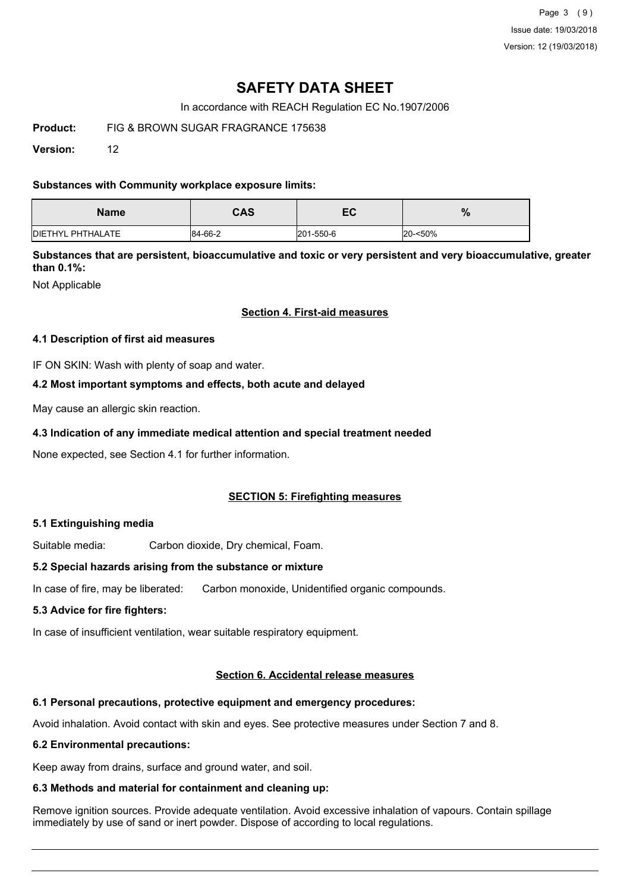# SAFETY DATA SHEET

In accordance with REACH Regulation EC No.1907/2006

**Product:** FIG & BROWN SUGAR FRAGRANCE 175638

**Version:** 12

**Substances with Community workplace exposure limits:**

| Name | CAS | EC | % |
|---|---|---|---|
| DIETHYL PHTHALATE | 84-66-2 | 201-550-6 | 20-<50% |

**Substances that are persistent, bioaccumulative and toxic or very persistent and very bioaccumulative, greater than 0.1%:**

Not Applicable

## Section 4. First-aid measures

### 4.1 Description of first aid measures

IF ON SKIN: Wash with plenty of soap and water.

### 4.2 Most important symptoms and effects, both acute and delayed

May cause an allergic skin reaction.

### 4.3 Indication of any immediate medical attention and special treatment needed

None expected, see Section 4.1 for further information.

## SECTION 5: Firefighting measures

### 5.1 Extinguishing media

Suitable media: Carbon dioxide, Dry chemical, Foam.

### 5.2 Special hazards arising from the substance or mixture

In case of fire, may be liberated: Carbon monoxide, Unidentified organic compounds.

### 5.3 Advice for fire fighters:

In case of insufficient ventilation, wear suitable respiratory equipment.

## Section 6. Accidental release measures

### 6.1 Personal precautions, protective equipment and emergency procedures:

Avoid inhalation. Avoid contact with skin and eyes. See protective measures under Section 7 and 8.

### 6.2 Environmental precautions:

Keep away from drains, surface and ground water, and soil.

### 6.3 Methods and material for containment and cleaning up:

Remove ignition sources. Provide adequate ventilation. Avoid excessive inhalation of vapours. Contain spillage immediately by use of sand or inert powder. Dispose of according to local regulations.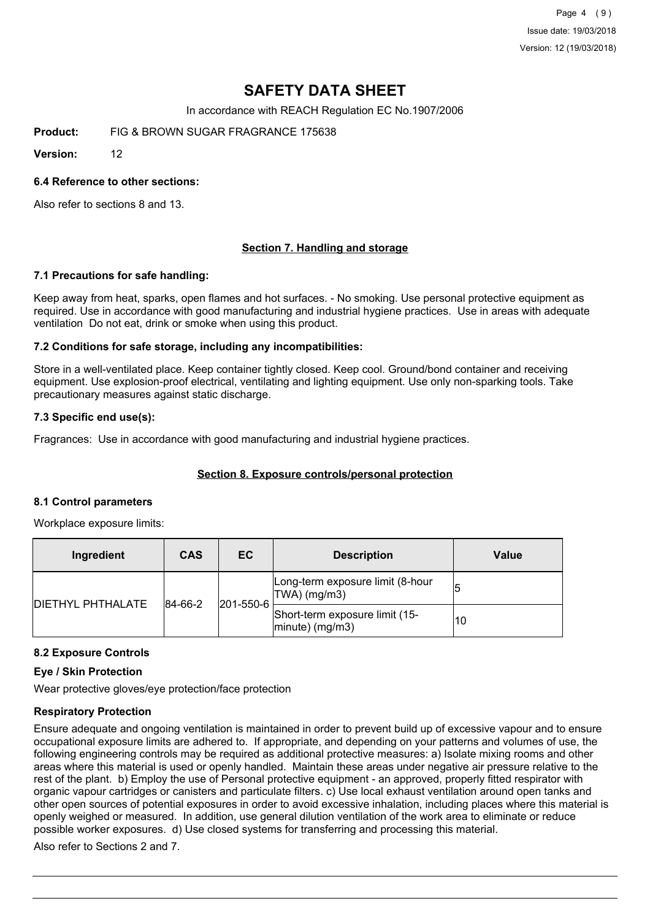# SAFETY DATA SHEET

In accordance with REACH Regulation EC No.1907/2006

**Product:** FIG & BROWN SUGAR FRAGRANCE 175638

**Version:** 12

### 6.4 Reference to other sections:

Also refer to sections 8 and 13.

## Section 7. Handling and storage

### 7.1 Precautions for safe handling:

Keep away from heat, sparks, open flames and hot surfaces. - No smoking. Use personal protective equipment as required. Use in accordance with good manufacturing and industrial hygiene practices. Use in areas with adequate ventilation Do not eat, drink or smoke when using this product.

### 7.2 Conditions for safe storage, including any incompatibilities:

Store in a well-ventilated place. Keep container tightly closed. Keep cool. Ground/bond container and receiving equipment. Use explosion-proof electrical, ventilating and lighting equipment. Use only non-sparking tools. Take precautionary measures against static discharge.

### 7.3 Specific end use(s):

Fragrances: Use in accordance with good manufacturing and industrial hygiene practices.

## Section 8. Exposure controls/personal protection

### 8.1 Control parameters

Workplace exposure limits:

| Ingredient | CAS | EC | Description | Value |
|---|---|---|---|---|
| DIETHYL PHTHALATE | 84-66-2 | 201-550-6 | Long-term exposure limit (8-hour TWA) (mg/m3) | 5 |
| | | | Short-term exposure limit (15-minute) (mg/m3) | 10 |

### 8.2 Exposure Controls

**Eye / Skin Protection**

Wear protective gloves/eye protection/face protection

**Respiratory Protection**

Ensure adequate and ongoing ventilation is maintained in order to prevent build up of excessive vapour and to ensure occupational exposure limits are adhered to. If appropriate, and depending on your patterns and volumes of use, the following engineering controls may be required as additional protective measures: a) Isolate mixing rooms and other areas where this material is used or openly handled. Maintain these areas under negative air pressure relative to the rest of the plant. b) Employ the use of Personal protective equipment - an approved, properly fitted respirator with organic vapour cartridges or canisters and particulate filters. c) Use local exhaust ventilation around open tanks and other open sources of potential exposures in order to avoid excessive inhalation, including places where this material is openly weighed or measured. In addition, use general dilution ventilation of the work area to eliminate or reduce possible worker exposures. d) Use closed systems for transferring and processing this material.

Also refer to Sections 2 and 7.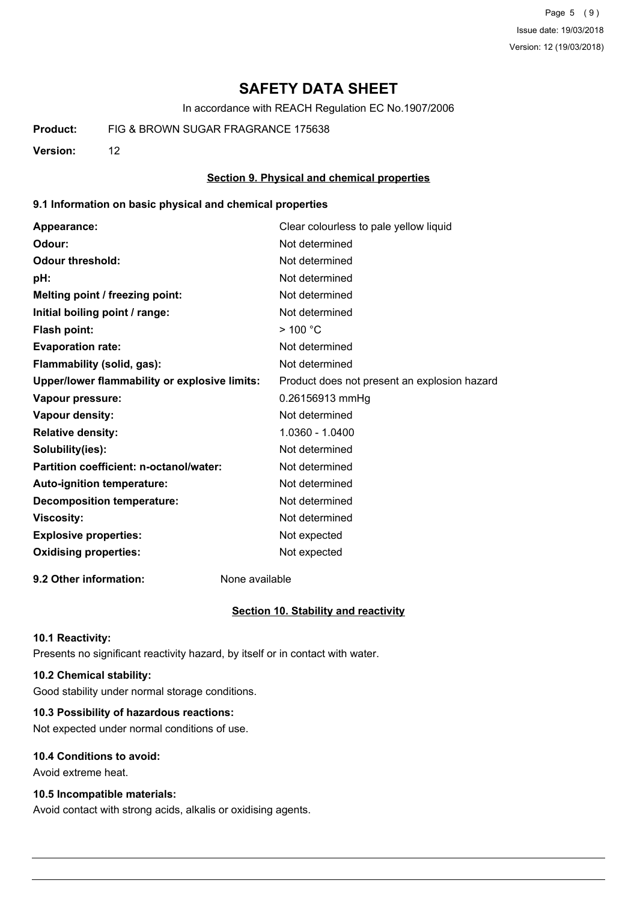# SAFETY DATA SHEET

In accordance with REACH Regulation EC No.1907/2006

**Product:** FIG & BROWN SUGAR FRAGRANCE 175638

**Version:** 12

## Section 9. Physical and chemical properties

### 9.1 Information on basic physical and chemical properties

| | |
|---|---|
| **Appearance:** | Clear colourless to pale yellow liquid |
| **Odour:** | Not determined |
| **Odour threshold:** | Not determined |
| **pH:** | Not determined |
| **Melting point / freezing point:** | Not determined |
| **Initial boiling point / range:** | Not determined |
| **Flash point:** | > 100 °C |
| **Evaporation rate:** | Not determined |
| **Flammability (solid, gas):** | Not determined |
| **Upper/lower flammability or explosive limits:** | Product does not present an explosion hazard |
| **Vapour pressure:** | 0.26156913 mmHg |
| **Vapour density:** | Not determined |
| **Relative density:** | 1.0360 - 1.0400 |
| **Solubility(ies):** | Not determined |
| **Partition coefficient: n-octanol/water:** | Not determined |
| **Auto-ignition temperature:** | Not determined |
| **Decomposition temperature:** | Not determined |
| **Viscosity:** | Not determined |
| **Explosive properties:** | Not expected |
| **Oxidising properties:** | Not expected |

**9.2 Other information:** None available

## Section 10. Stability and reactivity

**10.1 Reactivity:**

Presents no significant reactivity hazard, by itself or in contact with water.

**10.2 Chemical stability:**

Good stability under normal storage conditions.

**10.3 Possibility of hazardous reactions:**

Not expected under normal conditions of use.

**10.4 Conditions to avoid:**

Avoid extreme heat.

**10.5 Incompatible materials:**

Avoid contact with strong acids, alkalis or oxidising agents.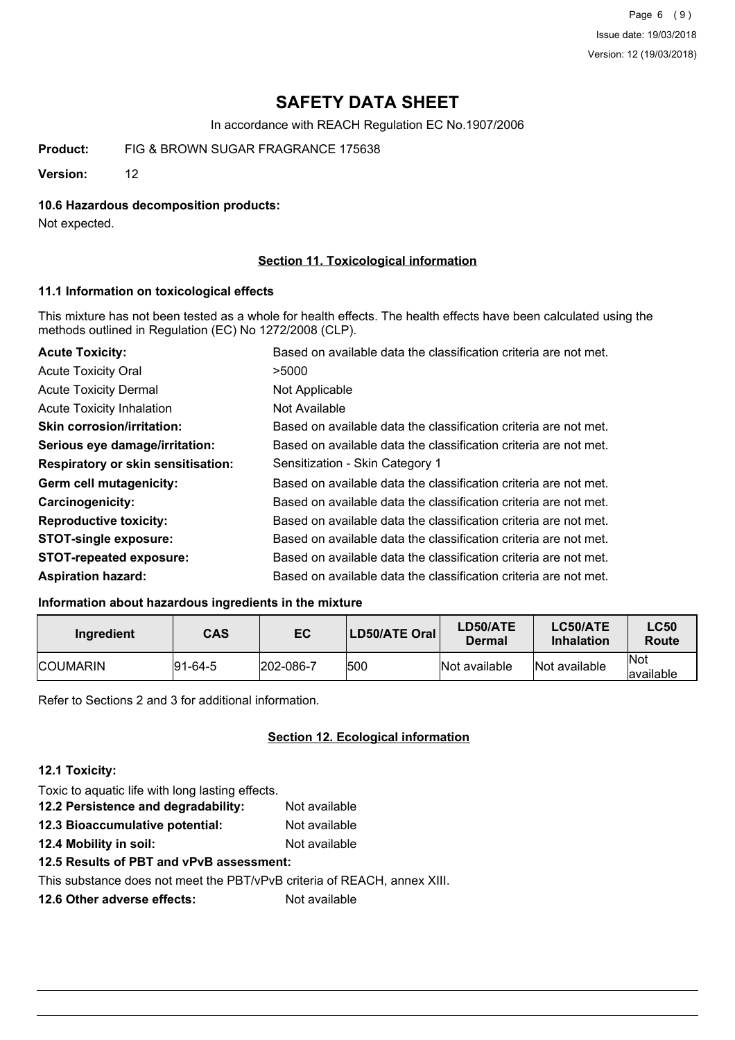# SAFETY DATA SHEET

In accordance with REACH Regulation EC No.1907/2006

**Product:** FIG & BROWN SUGAR FRAGRANCE 175638

**Version:** 12

### 10.6 Hazardous decomposition products:

Not expected.

## Section 11. Toxicological information

### 11.1 Information on toxicological effects

This mixture has not been tested as a whole for health effects. The health effects have been calculated using the methods outlined in Regulation (EC) No 1272/2008 (CLP).

| | |
|---|---|
| **Acute Toxicity:** | Based on available data the classification criteria are not met. |
| Acute Toxicity Oral | >5000 |
| Acute Toxicity Dermal | Not Applicable |
| Acute Toxicity Inhalation | Not Available |
| **Skin corrosion/irritation:** | Based on available data the classification criteria are not met. |
| **Serious eye damage/irritation:** | Based on available data the classification criteria are not met. |
| **Respiratory or skin sensitisation:** | Sensitization - Skin Category 1 |
| **Germ cell mutagenicity:** | Based on available data the classification criteria are not met. |
| **Carcinogenicity:** | Based on available data the classification criteria are not met. |
| **Reproductive toxicity:** | Based on available data the classification criteria are not met. |
| **STOT-single exposure:** | Based on available data the classification criteria are not met. |
| **STOT-repeated exposure:** | Based on available data the classification criteria are not met. |
| **Aspiration hazard:** | Based on available data the classification criteria are not met. |

### Information about hazardous ingredients in the mixture

| Ingredient | CAS | EC | LD50/ATE Oral | LD50/ATE Dermal | LC50/ATE Inhalation | LC50 Route |
|---|---|---|---|---|---|---|
| COUMARIN | 91-64-5 | 202-086-7 | 500 | Not available | Not available | Not available |

Refer to Sections 2 and 3 for additional information.

## Section 12. Ecological information

### 12.1 Toxicity:

Toxic to aquatic life with long lasting effects.

**12.2 Persistence and degradability:** Not available

**12.3 Bioaccumulative potential:** Not available

**12.4 Mobility in soil:** Not available

**12.5 Results of PBT and vPvB assessment:**

This substance does not meet the PBT/vPvB criteria of REACH, annex XIII.

**12.6 Other adverse effects:** Not available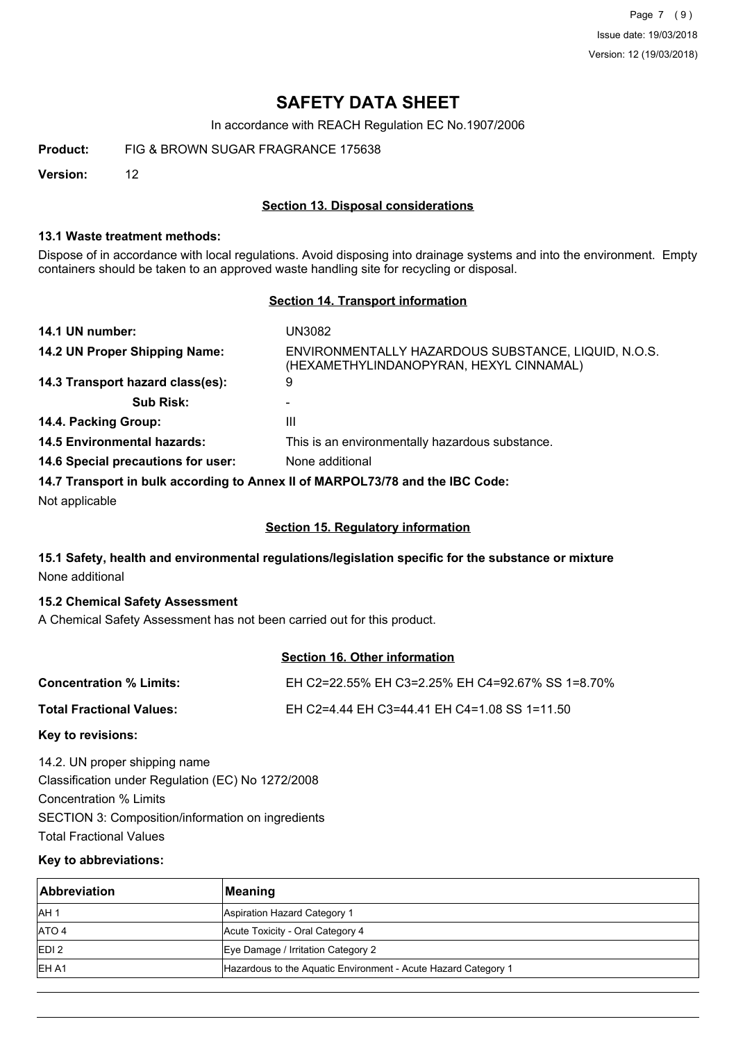# SAFETY DATA SHEET

In accordance with REACH Regulation EC No.1907/2006

**Product:** FIG & BROWN SUGAR FRAGRANCE 175638

**Version:** 12

## Section 13. Disposal considerations

### 13.1 Waste treatment methods:

Dispose of in accordance with local regulations. Avoid disposing into drainage systems and into the environment. Empty containers should be taken to an approved waste handling site for recycling or disposal.

## Section 14. Transport information

**14.1 UN number:** UN3082

**14.2 UN Proper Shipping Name:** ENVIRONMENTALLY HAZARDOUS SUBSTANCE, LIQUID, N.O.S. (HEXAMETHYLINDANOPYRAN, HEXYL CINNAMAL)

**14.3 Transport hazard class(es):** 9

**Sub Risk:** -

**14.4. Packing Group:** III

**14.5 Environmental hazards:** This is an environmentally hazardous substance.

**14.6 Special precautions for user:** None additional

**14.7 Transport in bulk according to Annex II of MARPOL73/78 and the IBC Code:**

Not applicable

## Section 15. Regulatory information

### 15.1 Safety, health and environmental regulations/legislation specific for the substance or mixture

None additional

### 15.2 Chemical Safety Assessment

A Chemical Safety Assessment has not been carried out for this product.

## Section 16. Other information

**Concentration % Limits:** EH C2=22.55% EH C3=2.25% EH C4=92.67% SS 1=8.70%

**Total Fractional Values:** EH C2=4.44 EH C3=44.41 EH C4=1.08 SS 1=11.50

**Key to revisions:**

14.2. UN proper shipping name

Classification under Regulation (EC) No 1272/2008

Concentration % Limits

SECTION 3: Composition/information on ingredients

Total Fractional Values

**Key to abbreviations:**

| Abbreviation | Meaning |
|---|---|
| AH 1 | Aspiration Hazard Category 1 |
| ATO 4 | Acute Toxicity - Oral Category 4 |
| EDI 2 | Eye Damage / Irritation Category 2 |
| EH A1 | Hazardous to the Aquatic Environment - Acute Hazard Category 1 |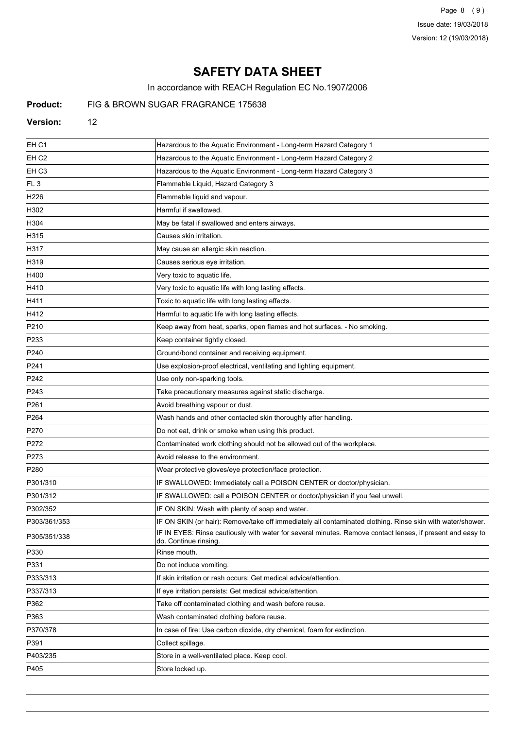# SAFETY DATA SHEET

In accordance with REACH Regulation EC No.1907/2006

**Product:** FIG & BROWN SUGAR FRAGRANCE 175638

**Version:** 12

| | |
|---|---|
| EH C1 | Hazardous to the Aquatic Environment - Long-term Hazard Category 1 |
| EH C2 | Hazardous to the Aquatic Environment - Long-term Hazard Category 2 |
| EH C3 | Hazardous to the Aquatic Environment - Long-term Hazard Category 3 |
| FL 3 | Flammable Liquid, Hazard Category 3 |
| H226 | Flammable liquid and vapour. |
| H302 | Harmful if swallowed. |
| H304 | May be fatal if swallowed and enters airways. |
| H315 | Causes skin irritation. |
| H317 | May cause an allergic skin reaction. |
| H319 | Causes serious eye irritation. |
| H400 | Very toxic to aquatic life. |
| H410 | Very toxic to aquatic life with long lasting effects. |
| H411 | Toxic to aquatic life with long lasting effects. |
| H412 | Harmful to aquatic life with long lasting effects. |
| P210 | Keep away from heat, sparks, open flames and hot surfaces. - No smoking. |
| P233 | Keep container tightly closed. |
| P240 | Ground/bond container and receiving equipment. |
| P241 | Use explosion-proof electrical, ventilating and lighting equipment. |
| P242 | Use only non-sparking tools. |
| P243 | Take precautionary measures against static discharge. |
| P261 | Avoid breathing vapour or dust. |
| P264 | Wash hands and other contacted skin thoroughly after handling. |
| P270 | Do not eat, drink or smoke when using this product. |
| P272 | Contaminated work clothing should not be allowed out of the workplace. |
| P273 | Avoid release to the environment. |
| P280 | Wear protective gloves/eye protection/face protection. |
| P301/310 | IF SWALLOWED: Immediately call a POISON CENTER or doctor/physician. |
| P301/312 | IF SWALLOWED: call a POISON CENTER or doctor/physician if you feel unwell. |
| P302/352 | IF ON SKIN: Wash with plenty of soap and water. |
| P303/361/353 | IF ON SKIN (or hair): Remove/take off immediately all contaminated clothing. Rinse skin with water/shower. |
| P305/351/338 | IF IN EYES: Rinse cautiously with water for several minutes. Remove contact lenses, if present and easy to do. Continue rinsing. |
| P330 | Rinse mouth. |
| P331 | Do not induce vomiting. |
| P333/313 | If skin irritation or rash occurs: Get medical advice/attention. |
| P337/313 | If eye irritation persists: Get medical advice/attention. |
| P362 | Take off contaminated clothing and wash before reuse. |
| P363 | Wash contaminated clothing before reuse. |
| P370/378 | In case of fire: Use carbon dioxide, dry chemical, foam for extinction. |
| P391 | Collect spillage. |
| P403/235 | Store in a well-ventilated place. Keep cool. |
| P405 | Store locked up. |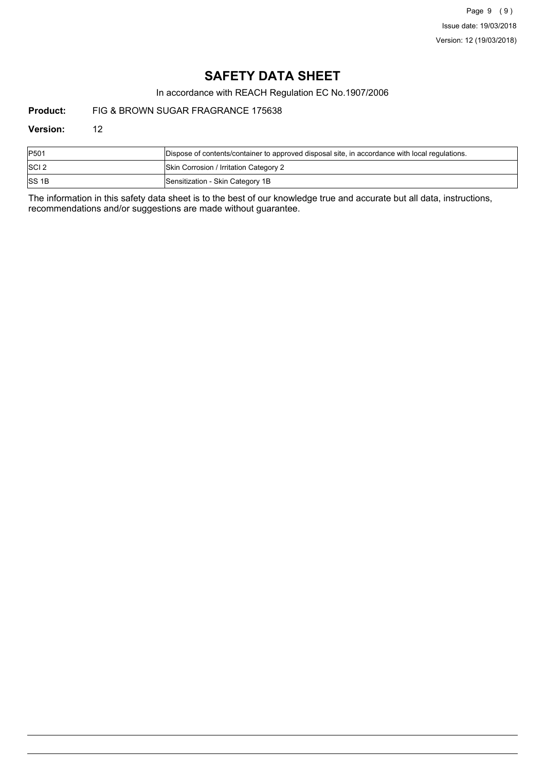# SAFETY DATA SHEET

In accordance with REACH Regulation EC No.1907/2006

**Product:** FIG & BROWN SUGAR FRAGRANCE 175638

**Version:** 12

| | |
|---|---|
| P501 | Dispose of contents/container to approved disposal site, in accordance with local regulations. |
| SCI 2 | Skin Corrosion / Irritation Category 2 |
| SS 1B | Sensitization - Skin Category 1B |

The information in this safety data sheet is to the best of our knowledge true and accurate but all data, instructions, recommendations and/or suggestions are made without guarantee.